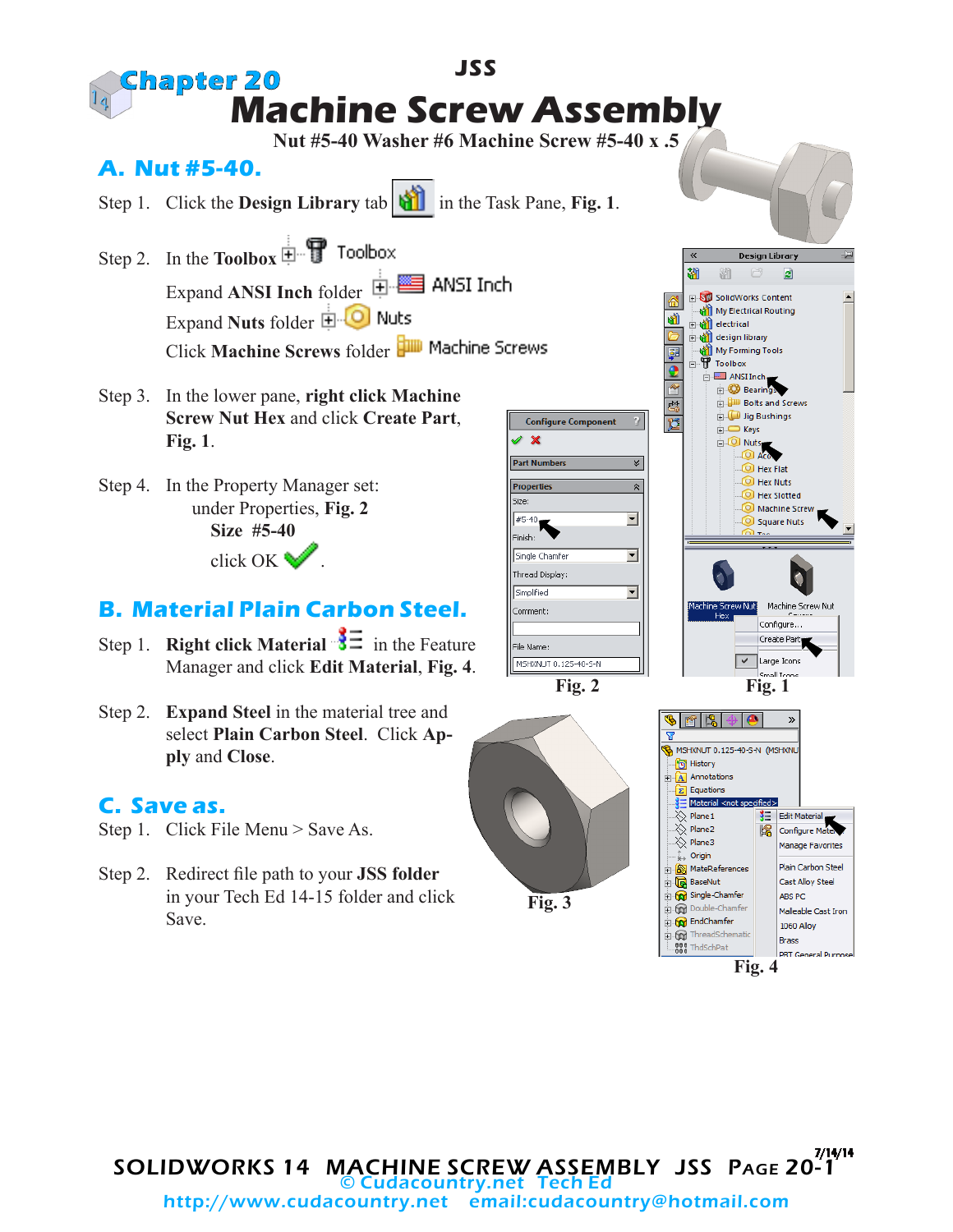# Chapter 20

JSS

# Machine Screw Assembly

**Nut #5-40 Washer #6 Machine Screw #5-40 x .5**

## A. Nut #5-40.

Step 1. Click the **Design Library** tab in the Task Pane, **Fig. 1**.

Step 2. In the **Toolbox** Toolbox

Expand **ANSI Inch** folder ANSI Inch

Expand **Nuts** folder Nuts

Click **Machine Screws** folder Machine Screws

Step 3. In the lower pane, **right click Machine Screw Nut Hex** and click **Create Part**, **Fig. 1**.

Step 4. In the Property Manager set:

under Properties, **Fig. 2**

**Size #5-40**

click OK.

## B. Material Plain Carbon Steel.

Step 1. **Right click Material** in the Feature Manager and click **Edit Material**, **Fig. 4**.

Step 2. **Expand Steel** in the material tree and select **Plain Carbon Steel**. Click **Apply** and **Close**.

## C. Save as.

Step 1. Click File Menu > Save As.

Step 2. Redirect file path to your **JSS folder** in your Tech Ed 14-15 folder and click Save.

Fig. 1

Fig. 2

Fig. 3

Fig. 4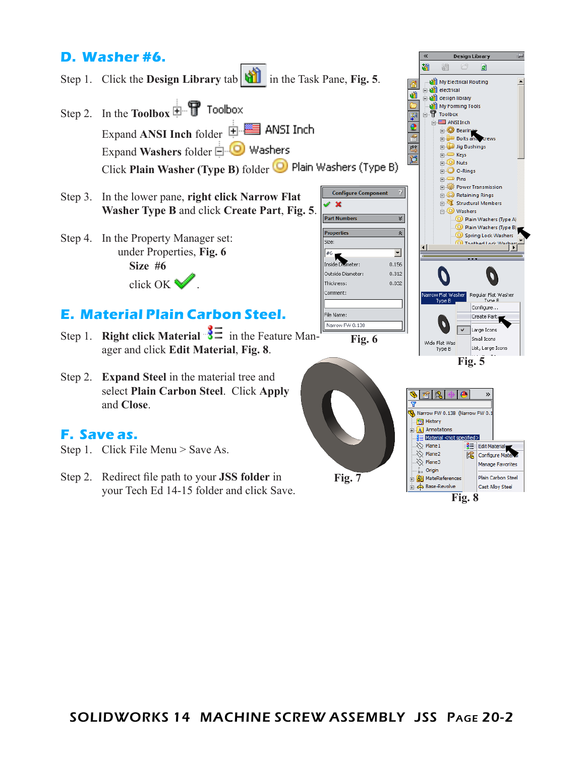## D. Washer #6.

Step 1. Click the **Design Library** tab in the Task Pane, **Fig. 5**.

Step 2. In the **Toolbox** Toolbox

Expand **ANSI Inch** folder ANSI Inch

Expand **Washers** folder Washers

Click **Plain Washer (Type B)** folder Plain Washers (Type B)

Step 3. In the lower pane, **right click Narrow Flat Washer Type B** and click **Create Part**, **Fig. 5**.

Step 4. In the Property Manager set:

under Properties, **Fig. 6**

**Size #6**

click OK .

## E. Material Plain Carbon Steel.

Step 1. **Right click Material** in the Feature Manager and click **Edit Material**, **Fig. 8**.

Step 2. **Expand Steel** in the material tree and select **Plain Carbon Steel**. Click **Apply** and **Close**.

## F. Save as.

Step 1. Click File Menu > Save As.

Step 2. Redirect file path to your **JSS folder** in your Tech Ed 14-15 folder and click Save.

Fig. 5

Fig. 6

Fig. 7

Fig. 8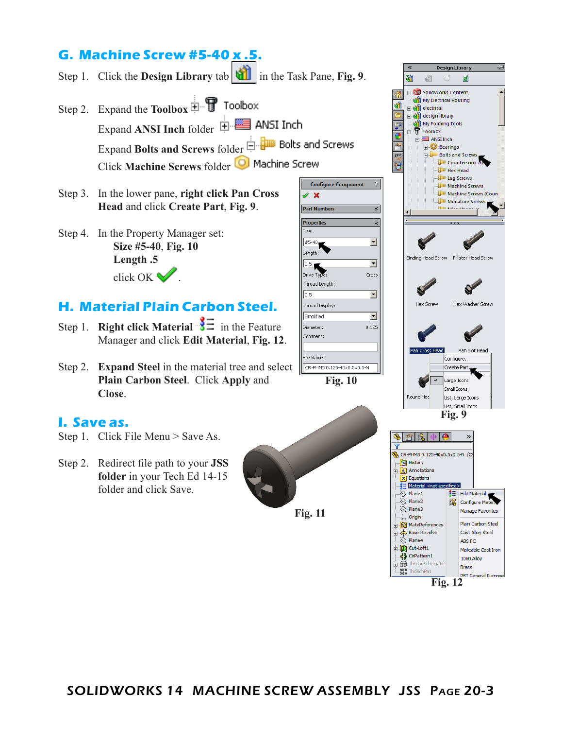## G. Machine Screw #5-40 x .5.

Step 1. Click the **Design Library** tab in the Task Pane, **Fig. 9**.

Step 2. Expand the **Toolbox** Toolbox

Expand **ANSI Inch** folder ANSI Inch

Expand **Bolts and Screws** folder Bolts and Screws

Click **Machine Screws** folder Machine Screw

Step 3. In the lower pane, **right click Pan Cross Head** and click **Create Part**, **Fig. 9**.

Step 4. In the Property Manager set:

**Size #5-40**, **Fig. 10**

**Length .5**

click OK .

## H. Material Plain Carbon Steel.

Step 1. **Right click Material** in the Feature Manager and click **Edit Material**, **Fig. 12**.

Step 2. **Expand Steel** in the material tree and select **Plain Carbon Steel**. Click **Apply** and **Close**.

## I. Save as.

Step 1. Click File Menu > Save As.

Step 2. Redirect file path to your **JSS folder** in your Tech Ed 14-15 folder and click Save.

Fig. 9

Fig. 10

Fig. 11

Fig. 12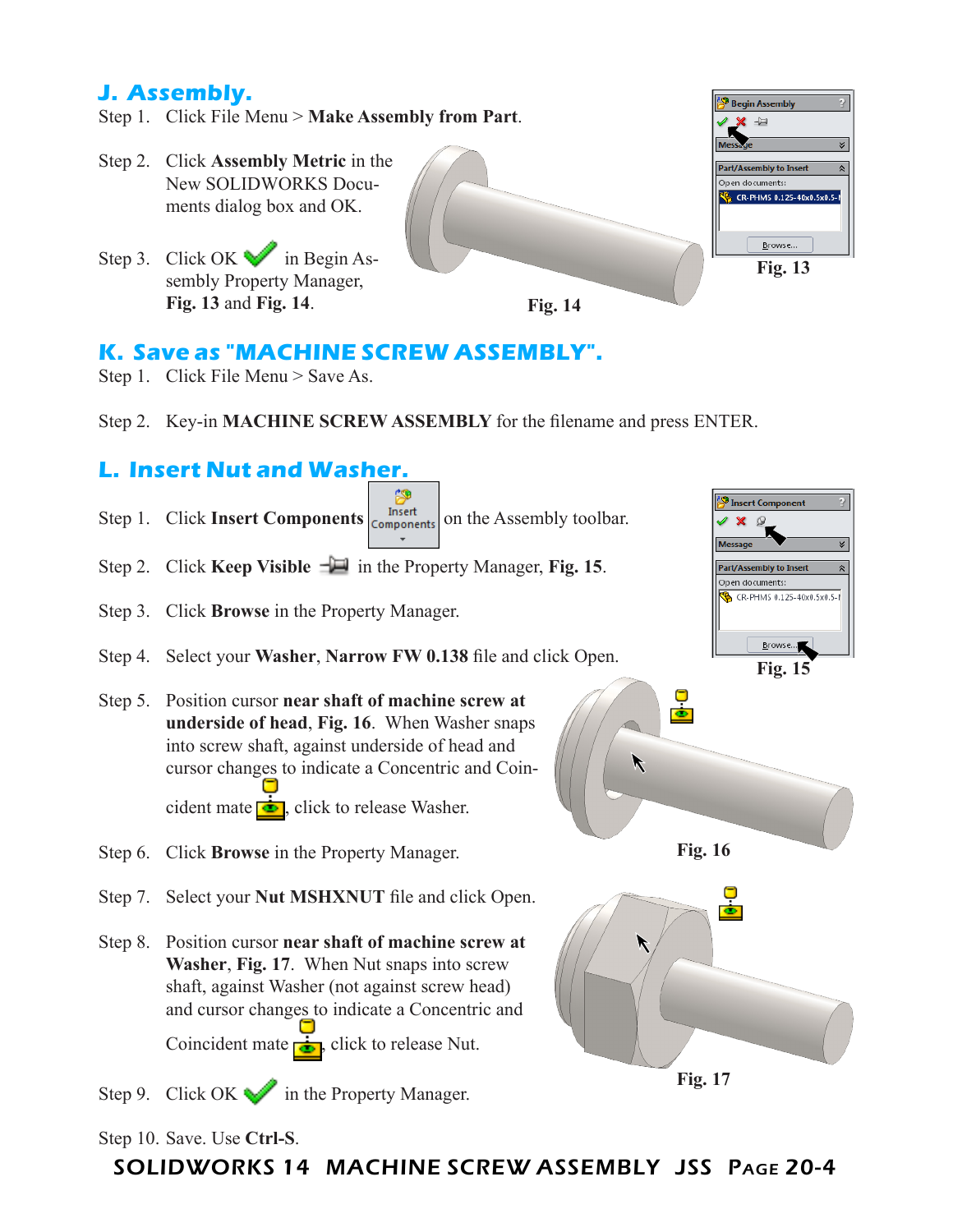## J. Assembly.

Step 1. Click File Menu > **Make Assembly from Part**.

Step 2. Click **Assembly Metric** in the New SOLIDWORKS Documents dialog box and OK.

Step 3. Click OK in Begin Assembly Property Manager, **Fig. 13** and **Fig. 14**.

**Fig. 14**

**Fig. 13**

## K. Save as "MACHINE SCREW ASSEMBLY".

Step 1. Click File Menu > Save As.

Step 2. Key-in **MACHINE SCREW ASSEMBLY** for the filename and press ENTER.

## L. Insert Nut and Washer.

Step 1. Click **Insert Components** on the Assembly toolbar.

Step 2. Click **Keep Visible** in the Property Manager, **Fig. 15**.

Step 3. Click **Browse** in the Property Manager.

Step 4. Select your **Washer, Narrow FW 0.138** file and click Open.

Step 5. Position cursor **near shaft of machine screw at underside of head**, **Fig. 16**. When Washer snaps into screw shaft, against underside of head and cursor changes to indicate a Concentric and Coincident mate, click to release Washer.

Step 6. Click **Browse** in the Property Manager.

Step 7. Select your **Nut MSHXNUT** file and click Open.

Step 8. Position cursor **near shaft of machine screw at Washer**, **Fig. 17**. When Nut snaps into screw shaft, against Washer (not against screw head) and cursor changes to indicate a Concentric and Coincident mate, click to release Nut.

Step 9. Click OK in the Property Manager.

Step 10. Save. Use **Ctrl-S**.

**Fig. 15**

**Fig. 16**

**Fig. 17**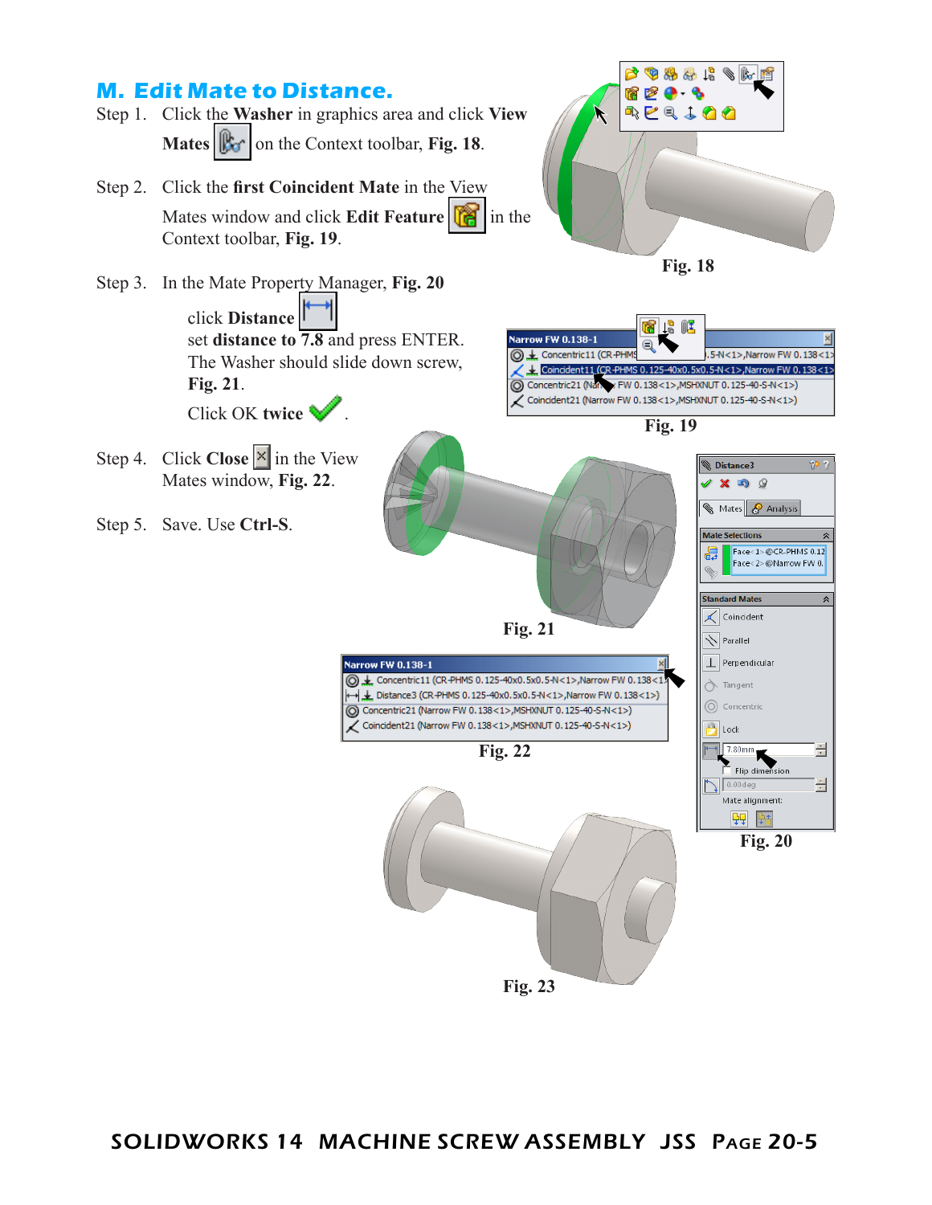## M. Edit Mate to Distance.

Step 1. Click the **Washer** in graphics area and click **View Mates** on the Context toolbar, **Fig. 18**.

Step 2. Click the **first Coincident Mate** in the View Mates window and click **Edit Feature** in the Context toolbar, **Fig. 19**.

Step 3. In the Mate Property Manager, **Fig. 20**

click **Distance**
set **distance to 7.8** and press ENTER.
The Washer should slide down screw, **Fig. 21**.
Click OK **twice**.

Step 4. Click **Close** in the View Mates window, **Fig. 22**.

Step 5. Save. Use **Ctrl-S**.

**Fig. 18**

Narrow FW 0.138-1
Concentric11 (CR-PHMS ... .5-N<1>,Narrow FW 0.138<1>
Coincident11 (CR-PHMS 0.125-40x0.5x0.5-N<1>,Narrow FW 0.138<1>
Concentric21 (Narrow FW 0.138<1>,MSHXNUT 0.125-40-S-N<1>)
Coincident21 (Narrow FW 0.138<1>,MSHXNUT 0.125-40-S-N<1>)

**Fig. 19**

**Fig. 21**

Distance3
Mates | Analysis
Mate Selections
Face<1>@CR-PHMS 0.12
Face<2>@Narrow FW 0.
Standard Mates
Coincident
Parallel
Perpendicular
Tangent
Concentric
Lock
7.80mm
Flip dimension
0.00deg
Mate alignment:

**Fig. 20**

Narrow FW 0.138-1
Concentric11 (CR-PHMS 0.125-40x0.5x0.5-N<1>,Narrow FW 0.138<1
Distance3 (CR-PHMS 0.125-40x0.5x0.5-N<1>,Narrow FW 0.138<1>)
Concentric21 (Narrow FW 0.138<1>,MSHXNUT 0.125-40-S-N<1>)
Coincident21 (Narrow FW 0.138<1>,MSHXNUT 0.125-40-S-N<1>)

**Fig. 22**

**Fig. 23**